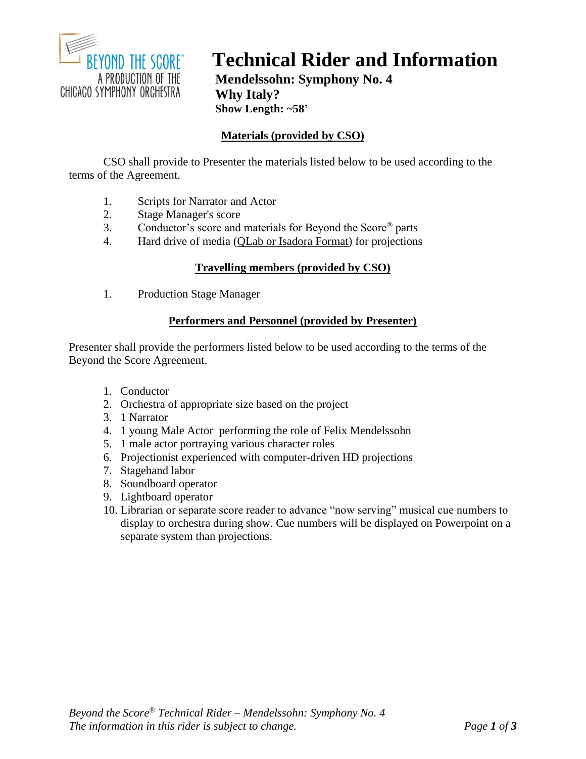# Technical Rider and Information

**Mendelssohn: Symphony No. 4**
**Why Italy?**
**Show Length: ~58'**

## Materials (provided by CSO)

CSO shall provide to Presenter the materials listed below to be used according to the terms of the Agreement.

1. Scripts for Narrator and Actor
2. Stage Manager's score
3. Conductor's score and materials for Beyond the Score® parts
4. Hard drive of media (QLab or Isadora Format) for projections

## Travelling members (provided by CSO)

1. Production Stage Manager

## Performers and Personnel (provided by Presenter)

Presenter shall provide the performers listed below to be used according to the terms of the Beyond the Score Agreement.

1. Conductor
2. Orchestra of appropriate size based on the project
3. 1 Narrator
4. 1 young Male Actor performing the role of Felix Mendelssohn
5. 1 male actor portraying various character roles
6. Projectionist experienced with computer-driven HD projections
7. Stagehand labor
8. Soundboard operator
9. Lightboard operator
10. Librarian or separate score reader to advance "now serving" musical cue numbers to display to orchestra during show. Cue numbers will be displayed on Powerpoint on a separate system than projections.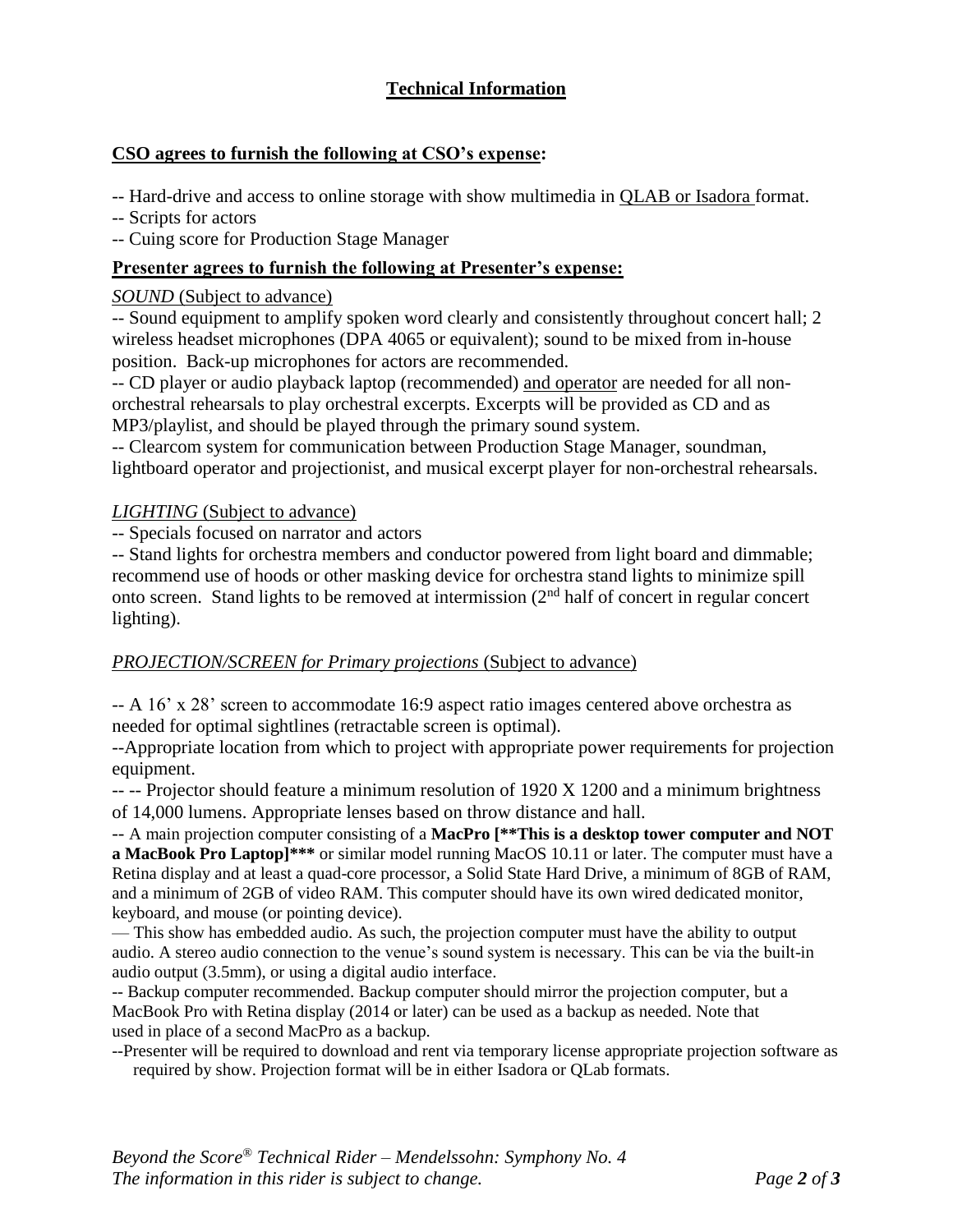## Technical Information

**CSO agrees to furnish the following at CSO's expense:**

-- Hard-drive and access to online storage with show multimedia in QLAB or Isadora format.
-- Scripts for actors
-- Cuing score for Production Stage Manager

**Presenter agrees to furnish the following at Presenter's expense:**

*SOUND* (Subject to advance)

-- Sound equipment to amplify spoken word clearly and consistently throughout concert hall; 2 wireless headset microphones (DPA 4065 or equivalent); sound to be mixed from in-house position. Back-up microphones for actors are recommended.

-- CD player or audio playback laptop (recommended) and operator are needed for all non-orchestral rehearsals to play orchestral excerpts. Excerpts will be provided as CD and as MP3/playlist, and should be played through the primary sound system.

-- Clearcom system for communication between Production Stage Manager, soundman, lightboard operator and projectionist, and musical excerpt player for non-orchestral rehearsals.

*LIGHTING* (Subject to advance)

-- Specials focused on narrator and actors

-- Stand lights for orchestra members and conductor powered from light board and dimmable; recommend use of hoods or other masking device for orchestra stand lights to minimize spill onto screen. Stand lights to be removed at intermission (2nd half of concert in regular concert lighting).

*PROJECTION/SCREEN for Primary projections* (Subject to advance)

-- A 16' x 28' screen to accommodate 16:9 aspect ratio images centered above orchestra as needed for optimal sightlines (retractable screen is optimal).

--Appropriate location from which to project with appropriate power requirements for projection equipment.

-- -- Projector should feature a minimum resolution of 1920 X 1200 and a minimum brightness of 14,000 lumens. Appropriate lenses based on throw distance and hall.

-- A main projection computer consisting of a **MacPro [**This is a desktop tower computer and NOT a MacBook Pro Laptop]***** or similar model running MacOS 10.11 or later. The computer must have a Retina display and at least a quad-core processor, a Solid State Hard Drive, a minimum of 8GB of RAM, and a minimum of 2GB of video RAM. This computer should have its own wired dedicated monitor, keyboard, and mouse (or pointing device).

— This show has embedded audio. As such, the projection computer must have the ability to output audio. A stereo audio connection to the venue's sound system is necessary. This can be via the built-in audio output (3.5mm), or using a digital audio interface.

-- Backup computer recommended. Backup computer should mirror the projection computer, but a MacBook Pro with Retina display (2014 or later) can be used as a backup as needed. Note that used in place of a second MacPro as a backup.

--Presenter will be required to download and rent via temporary license appropriate projection software as required by show. Projection format will be in either Isadora or QLab formats.

*Beyond the Score® Technical Rider – Mendelssohn: Symphony No. 4*
*The information in this rider is subject to change.*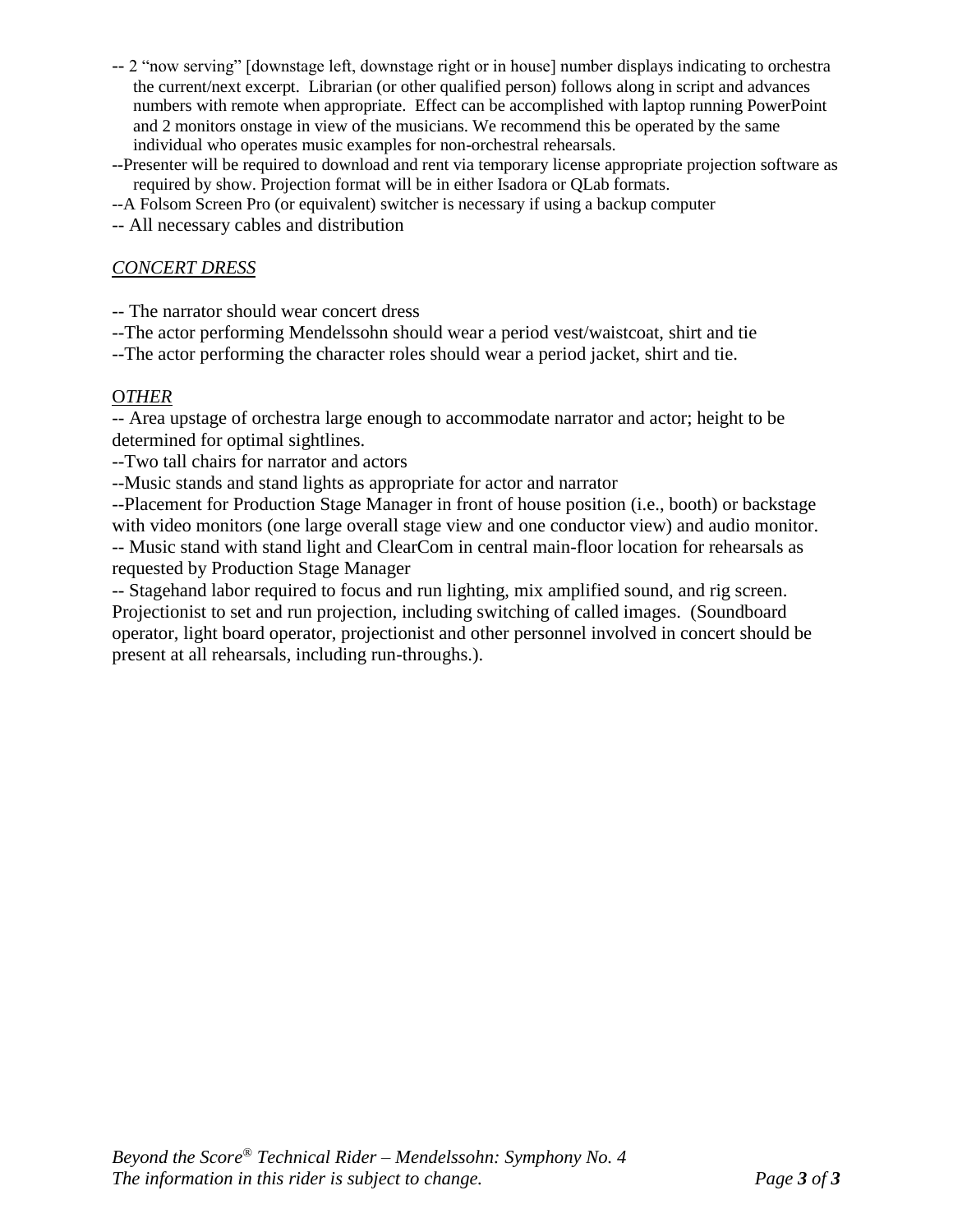-- 2 "now serving" [downstage left, downstage right or in house] number displays indicating to orchestra the current/next excerpt. Librarian (or other qualified person) follows along in script and advances numbers with remote when appropriate. Effect can be accomplished with laptop running PowerPoint and 2 monitors onstage in view of the musicians. We recommend this be operated by the same individual who operates music examples for non-orchestral rehearsals.

--Presenter will be required to download and rent via temporary license appropriate projection software as required by show. Projection format will be in either Isadora or QLab formats.

--A Folsom Screen Pro (or equivalent) switcher is necessary if using a backup computer

-- All necessary cables and distribution

## *CONCERT DRESS*

-- The narrator should wear concert dress

--The actor performing Mendelssohn should wear a period vest/waistcoat, shirt and tie

--The actor performing the character roles should wear a period jacket, shirt and tie.

## O*THER*

-- Area upstage of orchestra large enough to accommodate narrator and actor; height to be determined for optimal sightlines.

--Two tall chairs for narrator and actors

--Music stands and stand lights as appropriate for actor and narrator

--Placement for Production Stage Manager in front of house position (i.e., booth) or backstage with video monitors (one large overall stage view and one conductor view) and audio monitor.

-- Music stand with stand light and ClearCom in central main-floor location for rehearsals as requested by Production Stage Manager

-- Stagehand labor required to focus and run lighting, mix amplified sound, and rig screen. Projectionist to set and run projection, including switching of called images. (Soundboard operator, light board operator, projectionist and other personnel involved in concert should be present at all rehearsals, including run-throughs.).